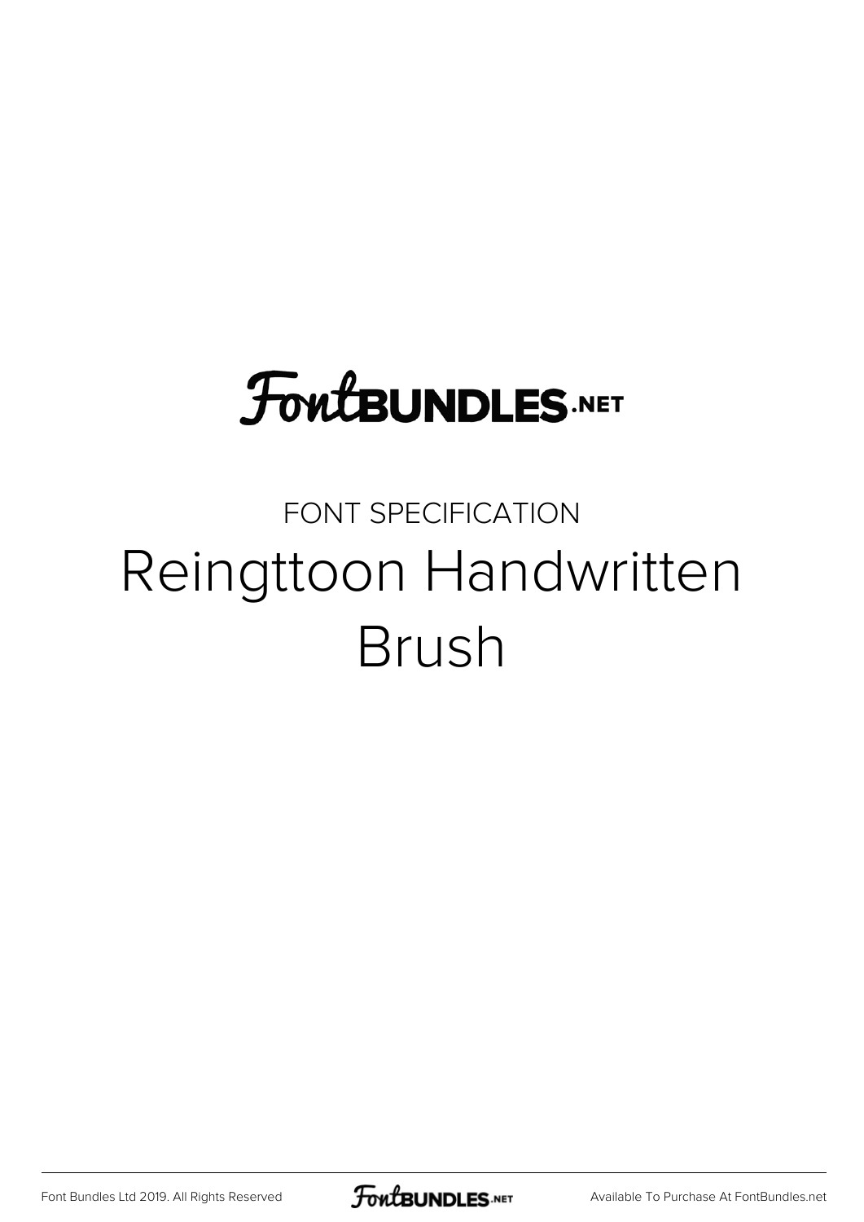FontBUNDLES.NET

FONT SPECIFICATION

# Reingttoon Handwritten Brush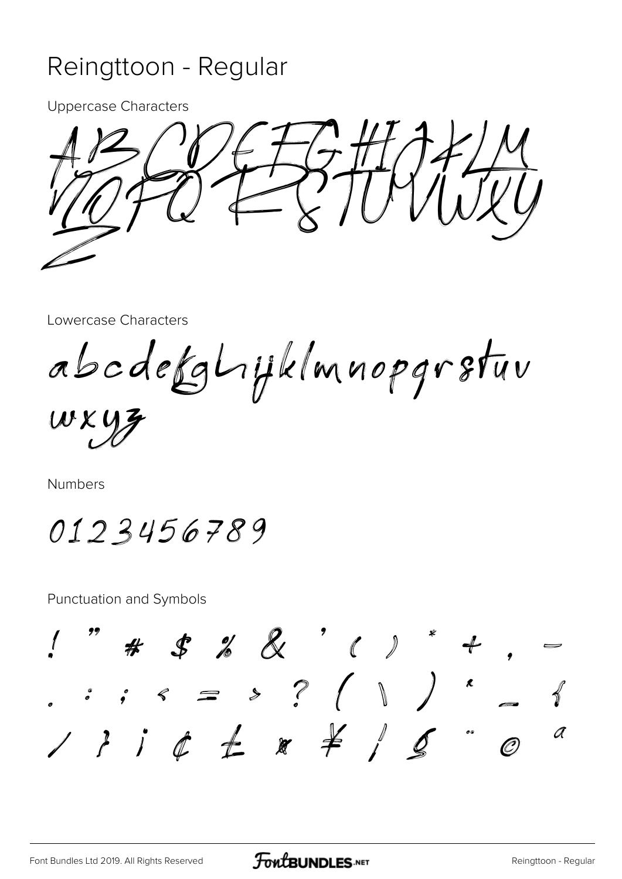# Reingttoon - Regular

Uppercase Characters

ABCDEFGHIJKLMNOPQRSTUVWXYZ

Lowercase Characters

abcdefghijklmnopqrstuv wxyz

Numbers

0123456789

Punctuation and Symbols

! " # $ % & ' ( ) * + , -
. : ; < = > ? [ \ ] ^ _ {
| } ¡ ¢ £ ¤ ¥ ¦ § ¨ © ª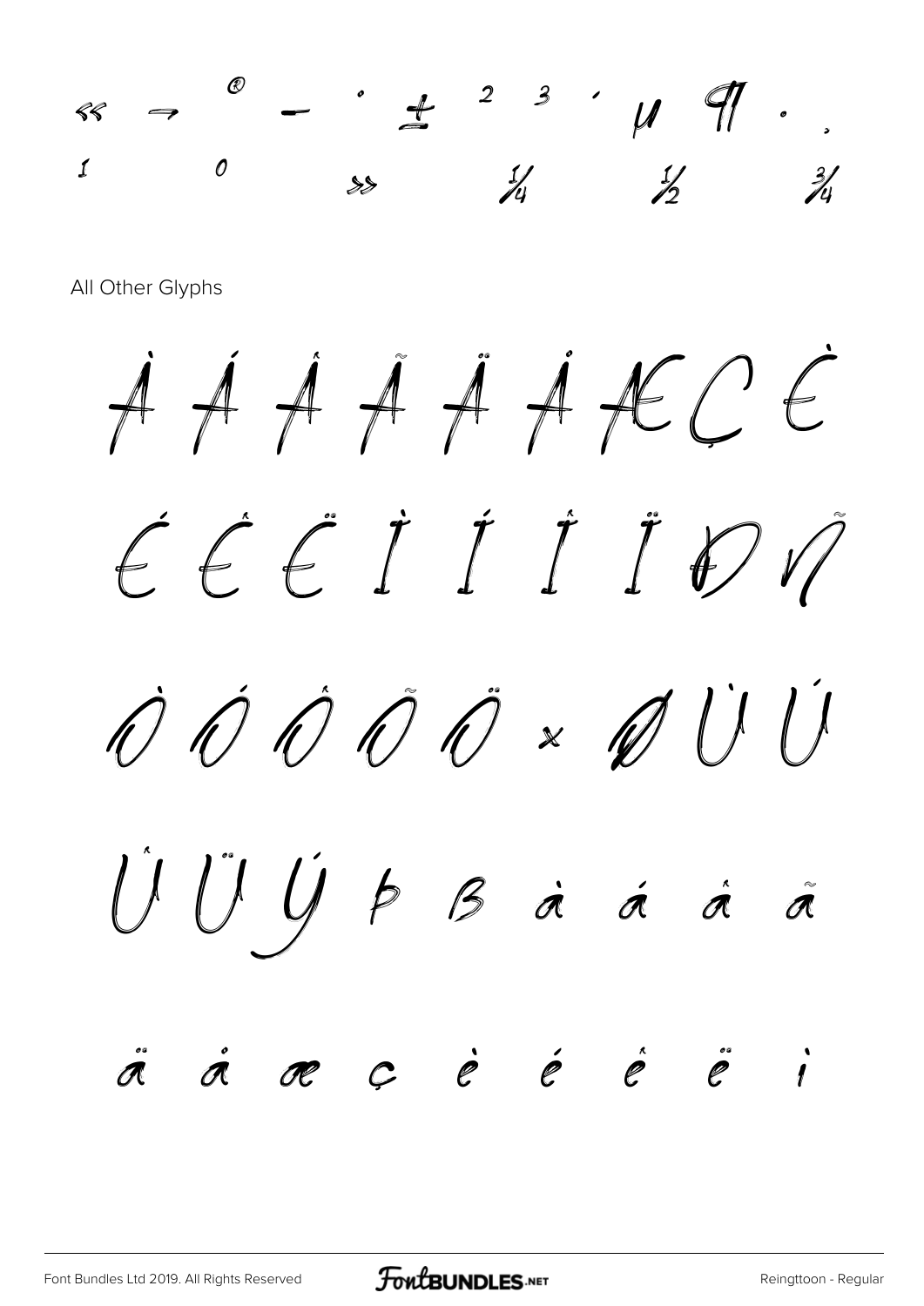« ¬ ® ¯ ° ± ² ³ ´ µ ¶ · ¸
¹ º » ¼ ½ ¾

All Other Glyphs

À Á Â Ã Ä Å Æ Ç È

É Ê Ë Ì Í Î Ï Ð Ñ

Ò Ó Ô Õ Ö × Ø Ù Ú

Û Ü Ý Þ ß à á â ã

ä å æ ç è é ê ë ì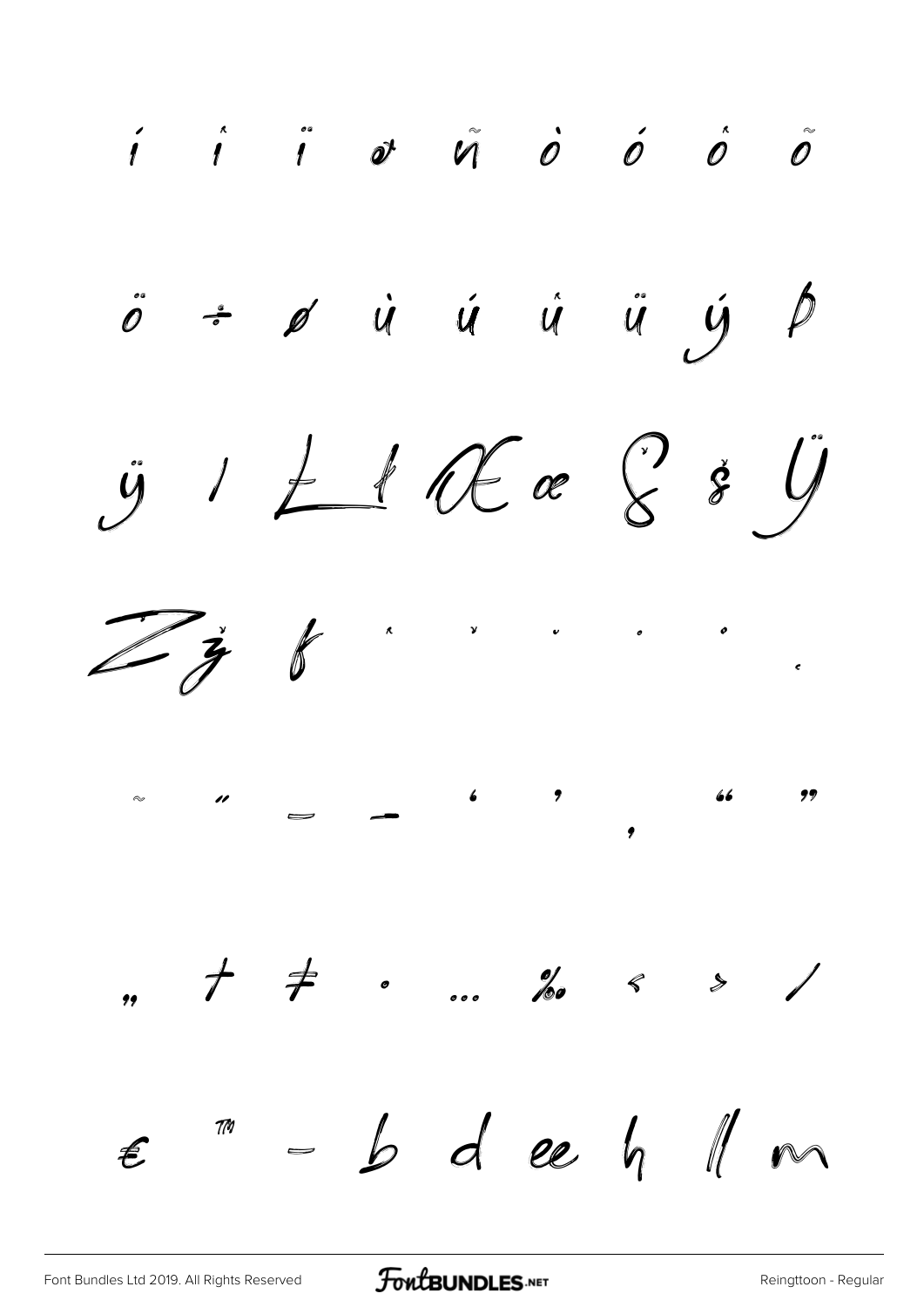í î ï ð ñ ò ó ô õ

ö ÷ ø ù ú û ü ý þ

ÿ ı Ł ł Œ œ Š š Ÿ

Ž ž ƒ ˆ ˇ ˘ ˙ ˚ ˛

˜ ˝ – — ‘ ’ ‚ “ ”

„ † ‡ • … ‰ ‹ › ⁄

€ ™ − b d ee h ll m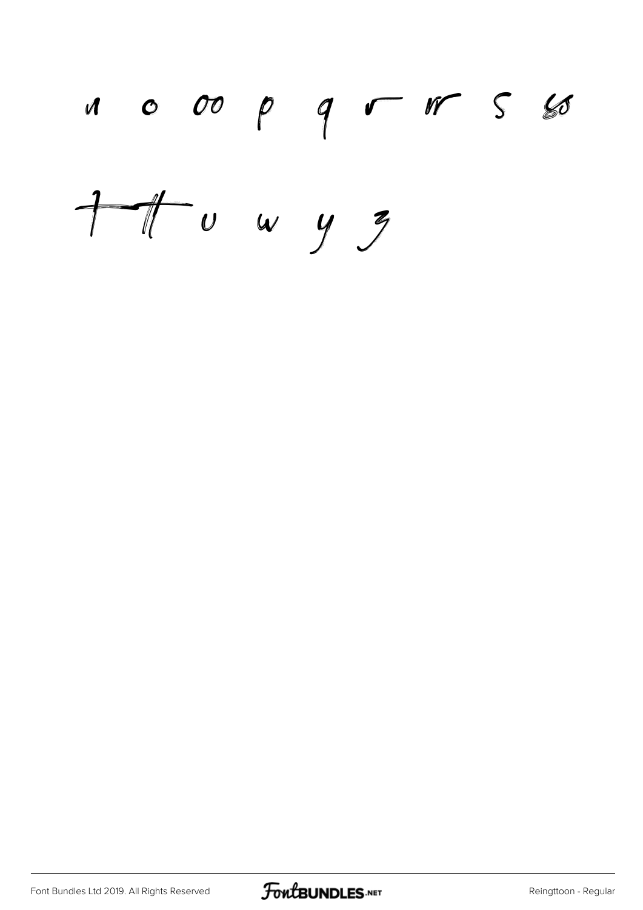n o oo p q r rr s ss

t tt u w y z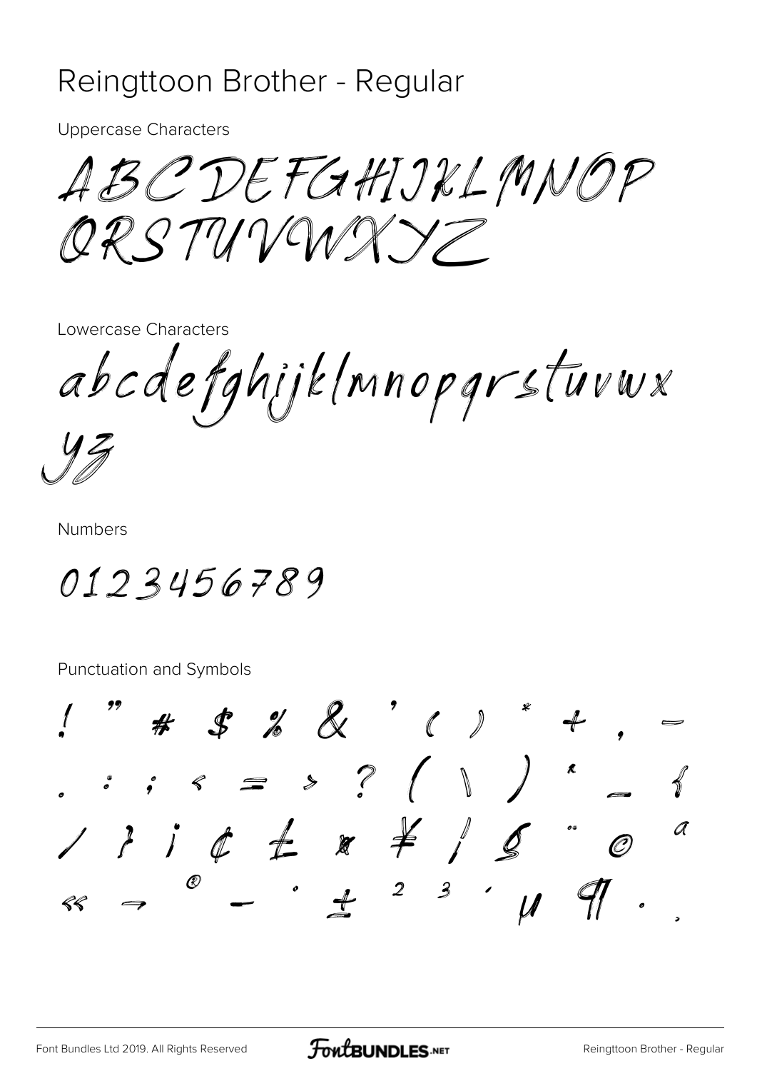# Reingttoon Brother - Regular

Uppercase Characters

ABCDEFGHIJKLMNOP
QRSTUVWXYZ

Lowercase Characters

abcdefghijklmnopqrstuvwx
yz

Numbers

0123456789

Punctuation and Symbols

! " # $ % & ' ( ) * + , -
. : ; < = > ? [ \ ] ^ _ {
| } ¡ ¢ £ ¤ ¥ ¦ § ¨ © ª
« ¬ ® ¯ ° ± ² ³ ´ µ ¶ · ¸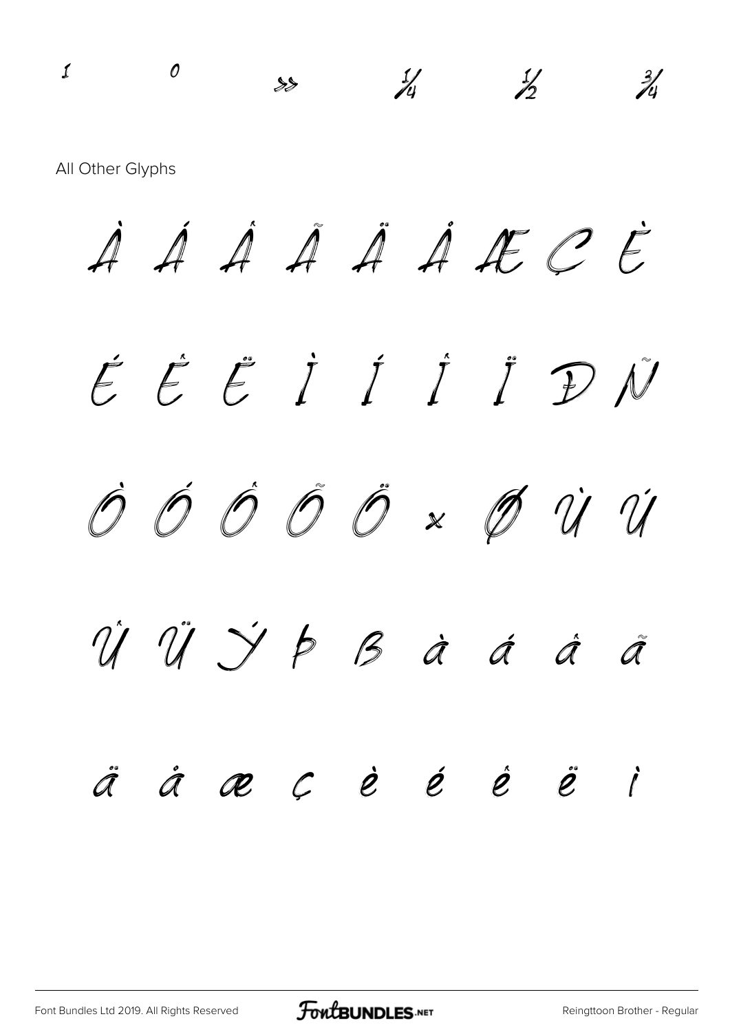¹ º » ¼ ½ ¾

All Other Glyphs

À Á Â Ã Ä Å Æ Ç È

É Ê Ë Ì Í Î Ï Ð Ñ

Ò Ó Ô Õ Ö × Ø Ù Ú

Û Ü Ý Þ ß à á â ã

ä å æ ç è é ê ë ì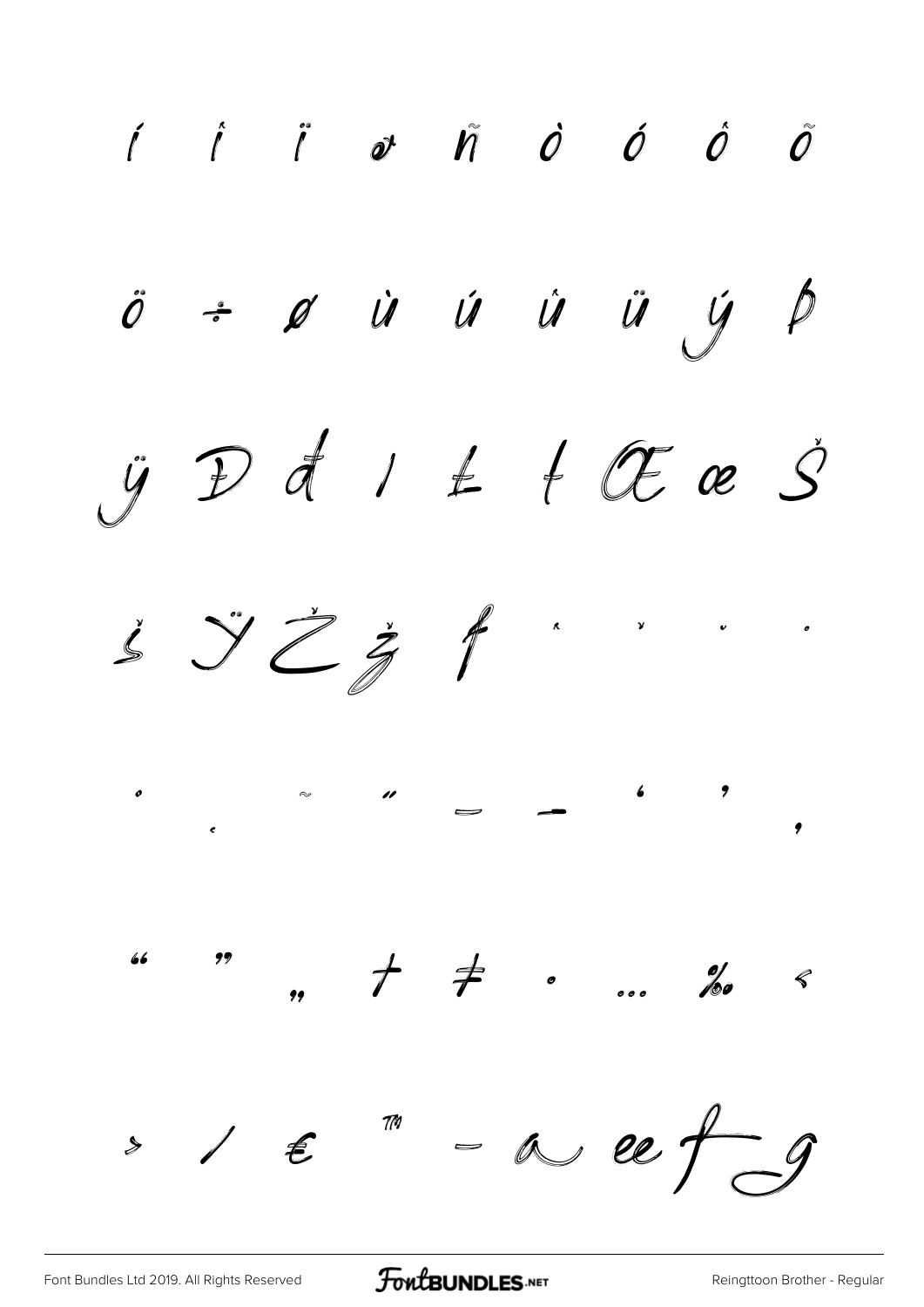í î ï ð ñ ò ó ô õ

ö ÷ ø ù ú û ü ý þ

ÿ Đ đ ı Ł ł Œ œ Š

š Ÿ Ž ž ƒ ˆ ˇ ˘ ˙

˚ ˛ ˜ ˝ – — ' ' ‚

" " „ † ‡ • … ‰ ‹

› ⁄ € ™ − a ee f g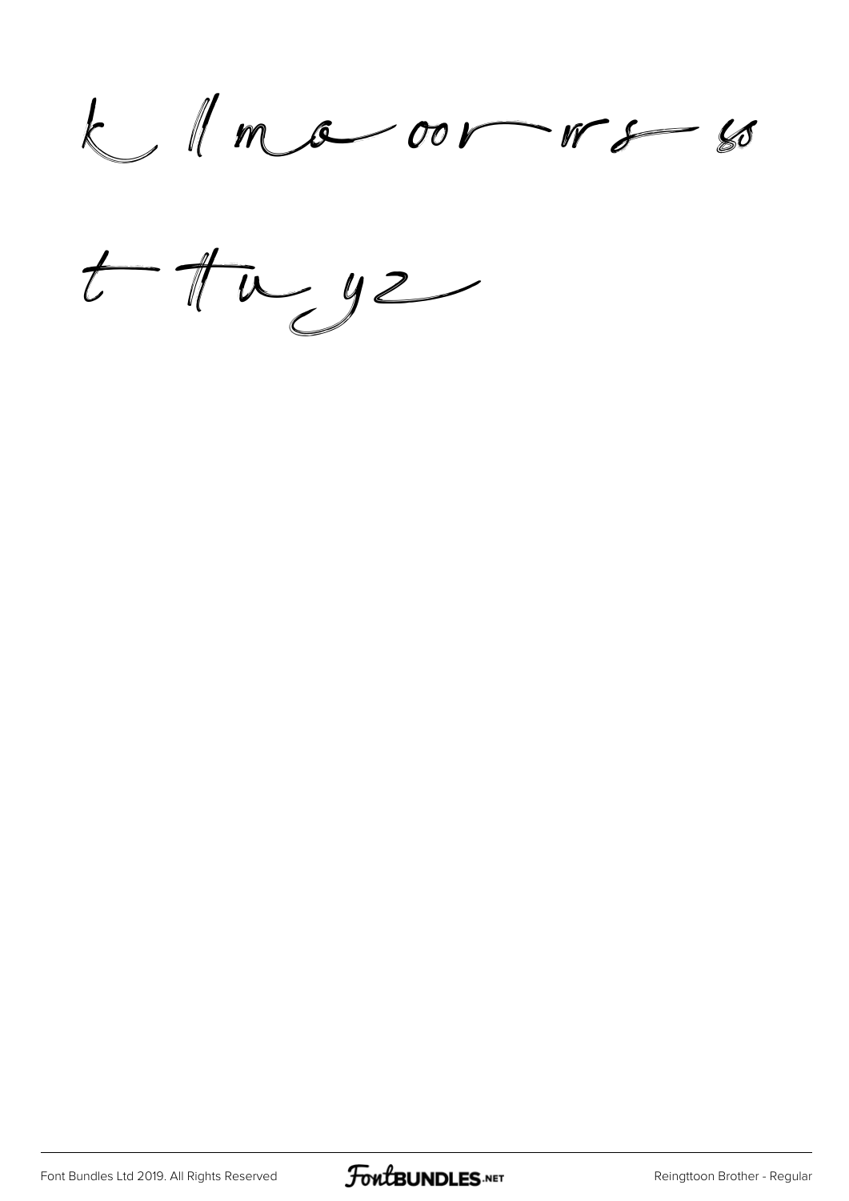k ll m o oo r r s ss

t tt u y z